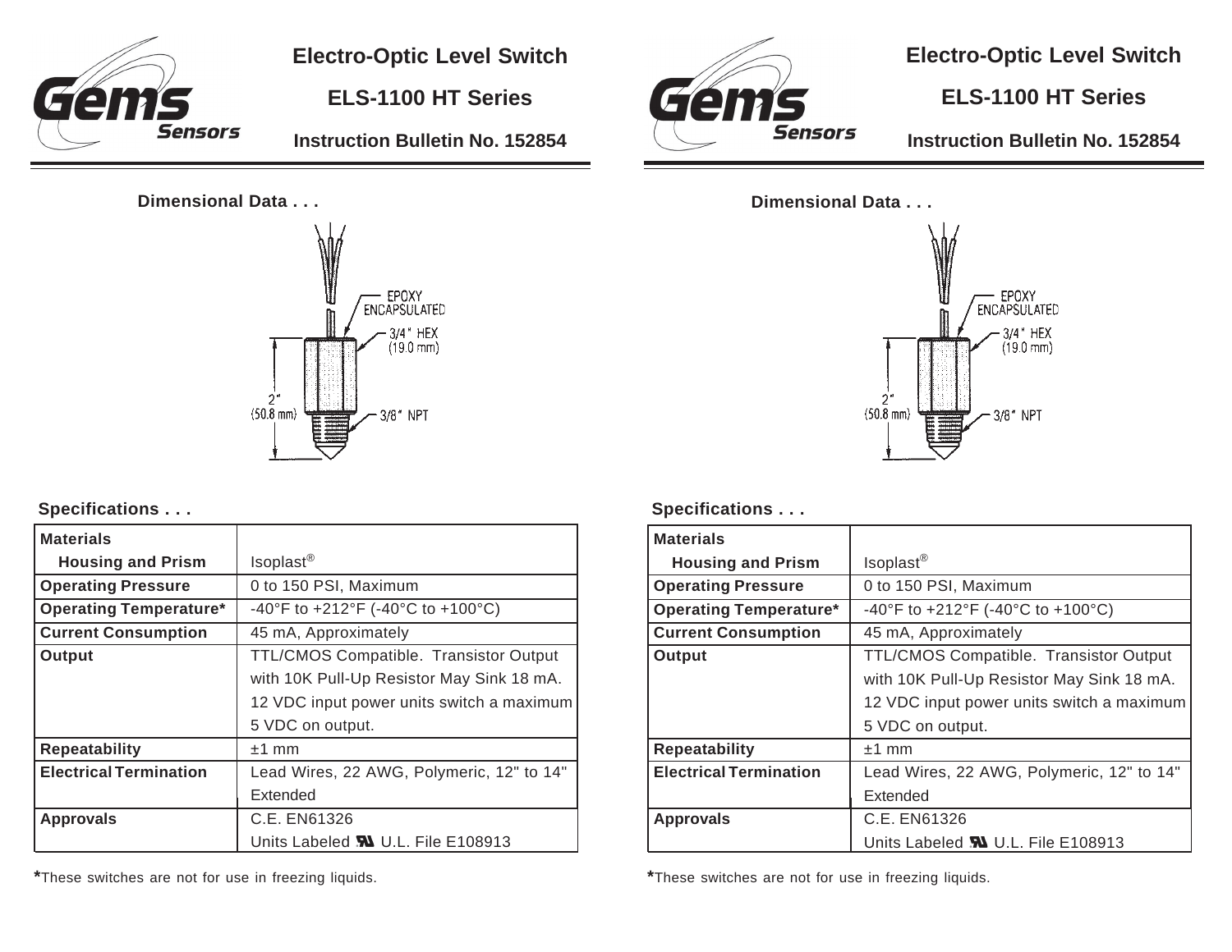# Electro-Optic Level Switch

## ELS-1100 HT Series

### Instruction Bulletin No. 152854

**Dimensional Data . . .**

EPOXY ENCAPSULATED

3/4" HEX (19.0 mm)

2" (50.8 mm)

3/8" NPT

**Specifications . . .**

| **Materials** | |
|---|---|
| **Housing and Prism** | Isoplast® |
| **Operating Pressure** | 0 to 150 PSI, Maximum |
| **Operating Temperature*** | -40°F to +212°F (-40°C to +100°C) |
| **Current Consumption** | 45 mA, Approximately |
| **Output** | TTL/CMOS Compatible. Transistor Output with 10K Pull-Up Resistor May Sink 18 mA. 12 VDC input power units switch a maximum 5 VDC on output. |
| **Repeatability** | ±1 mm |
| **Electrical Termination** | Lead Wires, 22 AWG, Polymeric, 12" to 14" Extended |
| **Approvals** | C.E. EN61326<br>Units Labeled UL U.L. File E108913 |

*These switches are not for use in freezing liquids.

# Electro-Optic Level Switch

## ELS-1100 HT Series

### Instruction Bulletin No. 152854

**Dimensional Data . . .**

EPOXY ENCAPSULATED

3/4" HEX (19.0 mm)

2" (50.8 mm)

3/8" NPT

**Specifications . . .**

| **Materials** | |
|---|---|
| **Housing and Prism** | Isoplast® |
| **Operating Pressure** | 0 to 150 PSI, Maximum |
| **Operating Temperature*** | -40°F to +212°F (-40°C to +100°C) |
| **Current Consumption** | 45 mA, Approximately |
| **Output** | TTL/CMOS Compatible. Transistor Output with 10K Pull-Up Resistor May Sink 18 mA. 12 VDC input power units switch a maximum 5 VDC on output. |
| **Repeatability** | ±1 mm |
| **Electrical Termination** | Lead Wires, 22 AWG, Polymeric, 12" to 14" Extended |
| **Approvals** | C.E. EN61326<br>Units Labeled UL U.L. File E108913 |

*These switches are not for use in freezing liquids.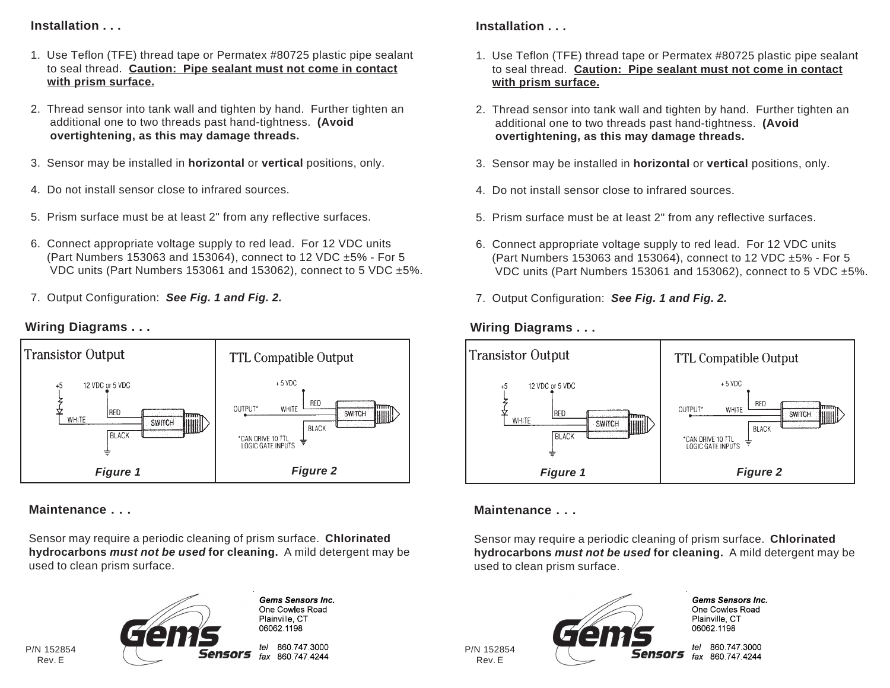## Installation . . .

1. Use Teflon (TFE) thread tape or Permatex #80725 plastic pipe sealant to seal thread. **Caution: Pipe sealant must not come in contact with prism surface.**

2. Thread sensor into tank wall and tighten by hand. Further tighten an additional one to two threads past hand-tightness. **(Avoid overtightening, as this may damage threads.**

3. Sensor may be installed in **horizontal** or **vertical** positions, only.

4. Do not install sensor close to infrared sources.

5. Prism surface must be at least 2" from any reflective surfaces.

6. Connect appropriate voltage supply to red lead. For 12 VDC units (Part Numbers 153063 and 153064), connect to 12 VDC ±5% - For 5 VDC units (Part Numbers 153061 and 153062), connect to 5 VDC ±5%.

7. Output Configuration: ***See Fig. 1 and Fig. 2.***

## Wiring Diagrams . . .

Transistor Output

+5
12 VDC or 5 VDC
RED
WHITE
SWITCH
BLACK

***Figure 1***

TTL Compatible Output

+ 5 VDC
RED
OUTPUT*
WHITE
SWITCH
BLACK
*CAN DRIVE 10 TTL LOGIC GATE INPUTS

***Figure 2***

## Maintenance . . .

Sensor may require a periodic cleaning of prism surface. **Chlorinated hydrocarbons *must not be used* for cleaning.** A mild detergent may be used to clean prism surface.

P/N 152854
Rev. E

Gems Sensors

**Gems Sensors Inc.**
One Cowles Road
Plainville, CT
06062.1198

*tel* 860.747.3000
*fax* 860.747.4244

## Installation . . .

1. Use Teflon (TFE) thread tape or Permatex #80725 plastic pipe sealant to seal thread. **Caution: Pipe sealant must not come in contact with prism surface.**

2. Thread sensor into tank wall and tighten by hand. Further tighten an additional one to two threads past hand-tightness. **(Avoid overtightening, as this may damage threads.**

3. Sensor may be installed in **horizontal** or **vertical** positions, only.

4. Do not install sensor close to infrared sources.

5. Prism surface must be at least 2" from any reflective surfaces.

6. Connect appropriate voltage supply to red lead. For 12 VDC units (Part Numbers 153063 and 153064), connect to 12 VDC ±5% - For 5 VDC units (Part Numbers 153061 and 153062), connect to 5 VDC ±5%.

7. Output Configuration: ***See Fig. 1 and Fig. 2.***

## Wiring Diagrams . . .

Transistor Output

+5
12 VDC or 5 VDC
RED
WHITE
SWITCH
BLACK

***Figure 1***

TTL Compatible Output

+ 5 VDC
RED
OUTPUT*
WHITE
SWITCH
BLACK
*CAN DRIVE 10 TTL LOGIC GATE INPUTS

***Figure 2***

## Maintenance . . .

Sensor may require a periodic cleaning of prism surface. **Chlorinated hydrocarbons *must not be used* for cleaning.** A mild detergent may be used to clean prism surface.

P/N 152854
Rev. E

Gems Sensors

**Gems Sensors Inc.**
One Cowles Road
Plainville, CT
06062.1198

*tel* 860.747.3000
*fax* 860.747.4244